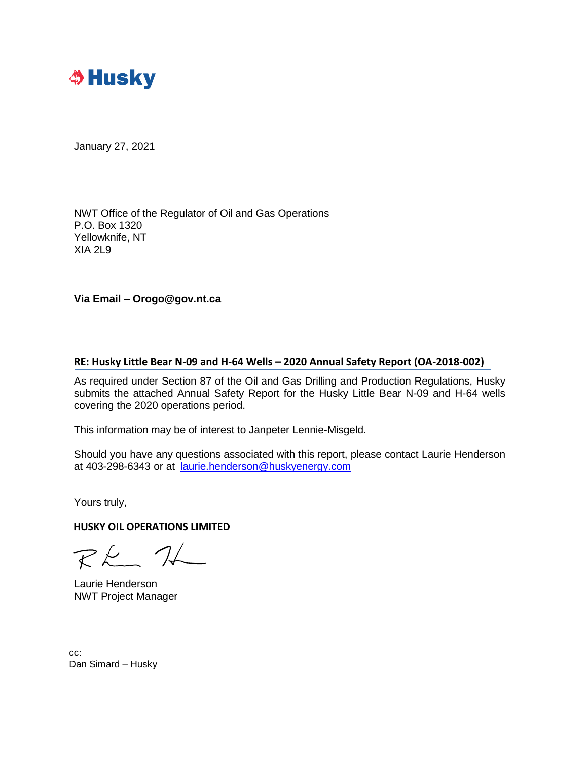Husky

January 27, 2021

NWT Office of the Regulator of Oil and Gas Operations
P.O. Box 1320
Yellowknife, NT
XIA 2L9

**Via Email – Orogo@gov.nt.ca**

**RE: Husky Little Bear N-09 and H-64 Wells – 2020 Annual Safety Report (OA-2018-002)**

As required under Section 87 of the Oil and Gas Drilling and Production Regulations, Husky submits the attached Annual Safety Report for the Husky Little Bear N-09 and H-64 wells covering the 2020 operations period.

This information may be of interest to Janpeter Lennie-Misgeld.

Should you have any questions associated with this report, please contact Laurie Henderson at 403-298-6343 or at laurie.henderson@huskyenergy.com

Yours truly,

**HUSKY OIL OPERATIONS LIMITED**

Laurie Henderson
NWT Project Manager

cc:
Dan Simard – Husky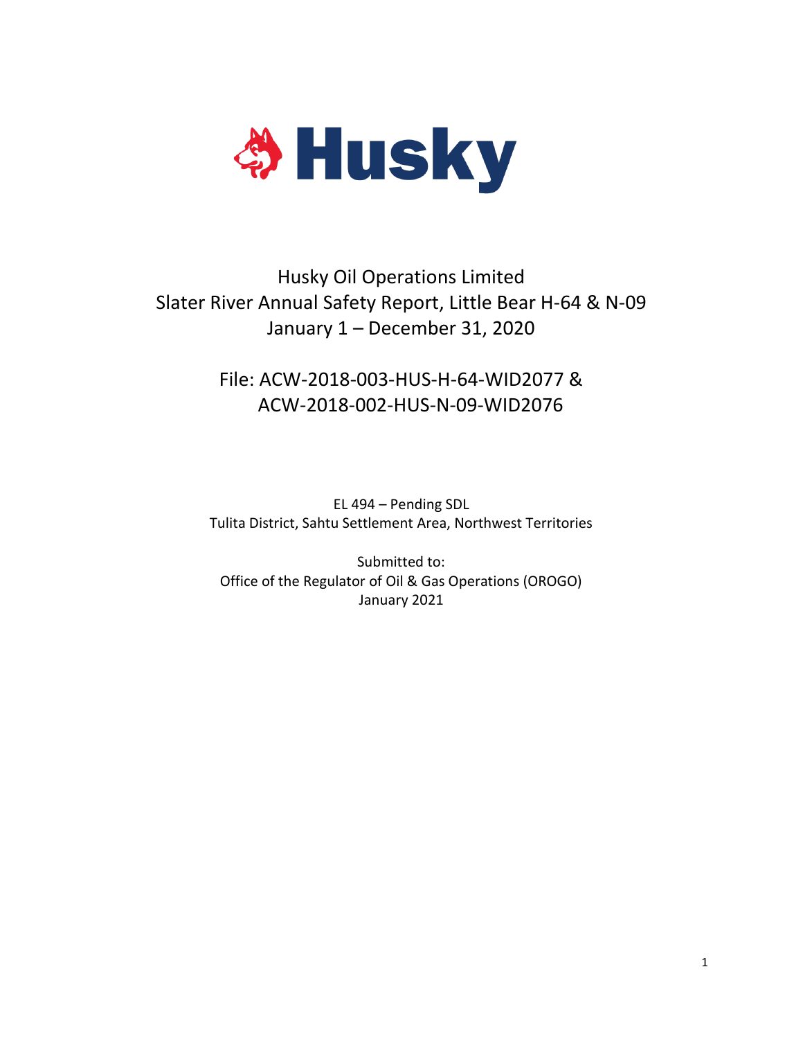Husky Oil Operations Limited
Slater River Annual Safety Report, Little Bear H-64 & N-09
January 1 – December 31, 2020

File: ACW-2018-003-HUS-H-64-WID2077 &
ACW-2018-002-HUS-N-09-WID2076

EL 494 – Pending SDL
Tulita District, Sahtu Settlement Area, Northwest Territories

Submitted to:
Office of the Regulator of Oil & Gas Operations (OROGO)
January 2021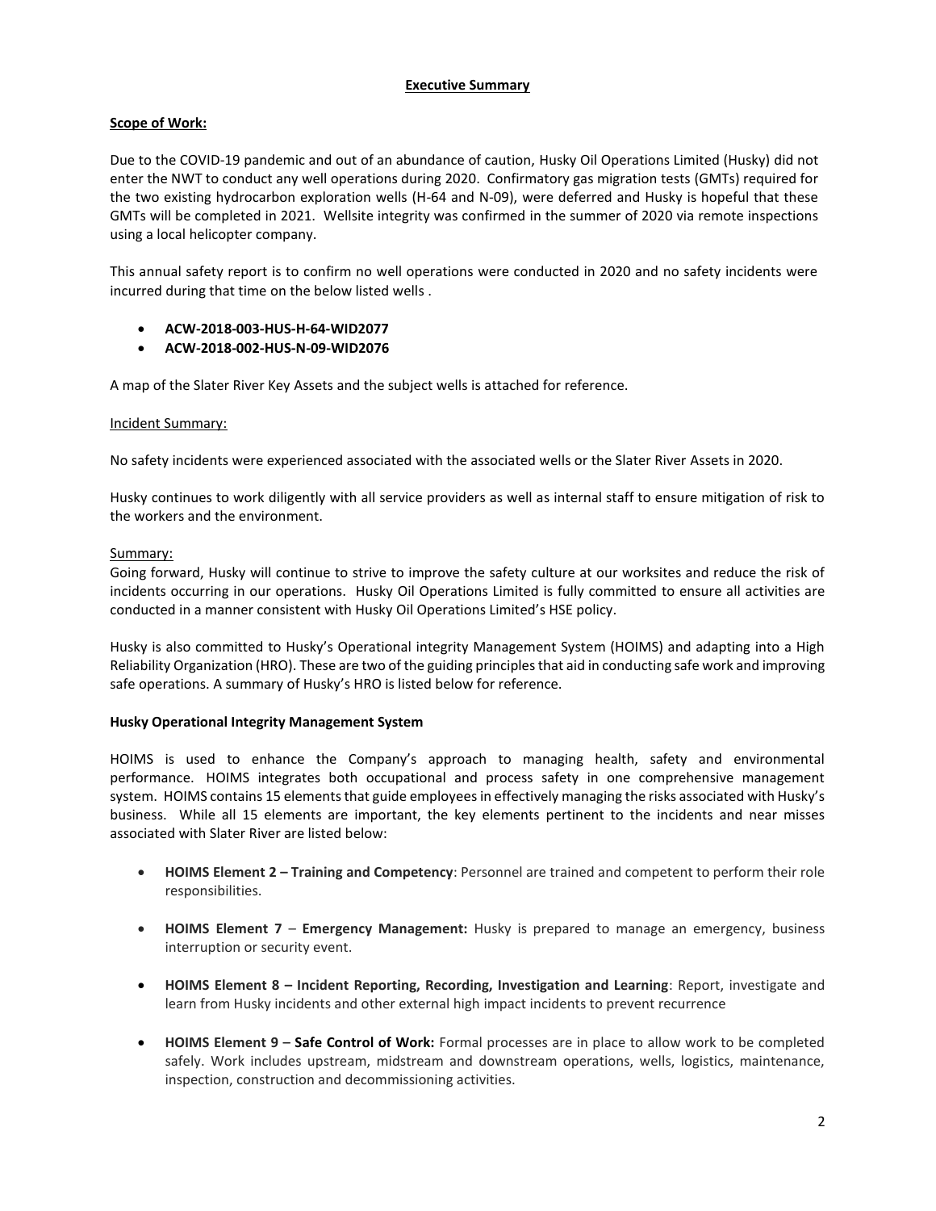**Executive Summary**

**Scope of Work:**

Due to the COVID-19 pandemic and out of an abundance of caution, Husky Oil Operations Limited (Husky) did not enter the NWT to conduct any well operations during 2020. Confirmatory gas migration tests (GMTs) required for the two existing hydrocarbon exploration wells (H-64 and N-09), were deferred and Husky is hopeful that these GMTs will be completed in 2021. Wellsite integrity was confirmed in the summer of 2020 via remote inspections using a local helicopter company.

This annual safety report is to confirm no well operations were conducted in 2020 and no safety incidents were incurred during that time on the below listed wells .

- **ACW-2018-003-HUS-H-64-WID2077**
- **ACW-2018-002-HUS-N-09-WID2076**

A map of the Slater River Key Assets and the subject wells is attached for reference.

Incident Summary:

No safety incidents were experienced associated with the associated wells or the Slater River Assets in 2020.

Husky continues to work diligently with all service providers as well as internal staff to ensure mitigation of risk to the workers and the environment.

Summary:

Going forward, Husky will continue to strive to improve the safety culture at our worksites and reduce the risk of incidents occurring in our operations. Husky Oil Operations Limited is fully committed to ensure all activities are conducted in a manner consistent with Husky Oil Operations Limited's HSE policy.

Husky is also committed to Husky's Operational integrity Management System (HOIMS) and adapting into a High Reliability Organization (HRO). These are two of the guiding principles that aid in conducting safe work and improving safe operations. A summary of Husky's HRO is listed below for reference.

**Husky Operational Integrity Management System**

HOIMS is used to enhance the Company's approach to managing health, safety and environmental performance. HOIMS integrates both occupational and process safety in one comprehensive management system. HOIMS contains 15 elements that guide employees in effectively managing the risks associated with Husky's business. While all 15 elements are important, the key elements pertinent to the incidents and near misses associated with Slater River are listed below:

- **HOIMS Element 2 – Training and Competency**: Personnel are trained and competent to perform their role responsibilities.

- **HOIMS Element 7** – **Emergency Management:** Husky is prepared to manage an emergency, business interruption or security event.

- **HOIMS Element 8 – Incident Reporting, Recording, Investigation and Learning**: Report, investigate and learn from Husky incidents and other external high impact incidents to prevent recurrence

- **HOIMS Element 9** – **Safe Control of Work:** Formal processes are in place to allow work to be completed safely. Work includes upstream, midstream and downstream operations, wells, logistics, maintenance, inspection, construction and decommissioning activities.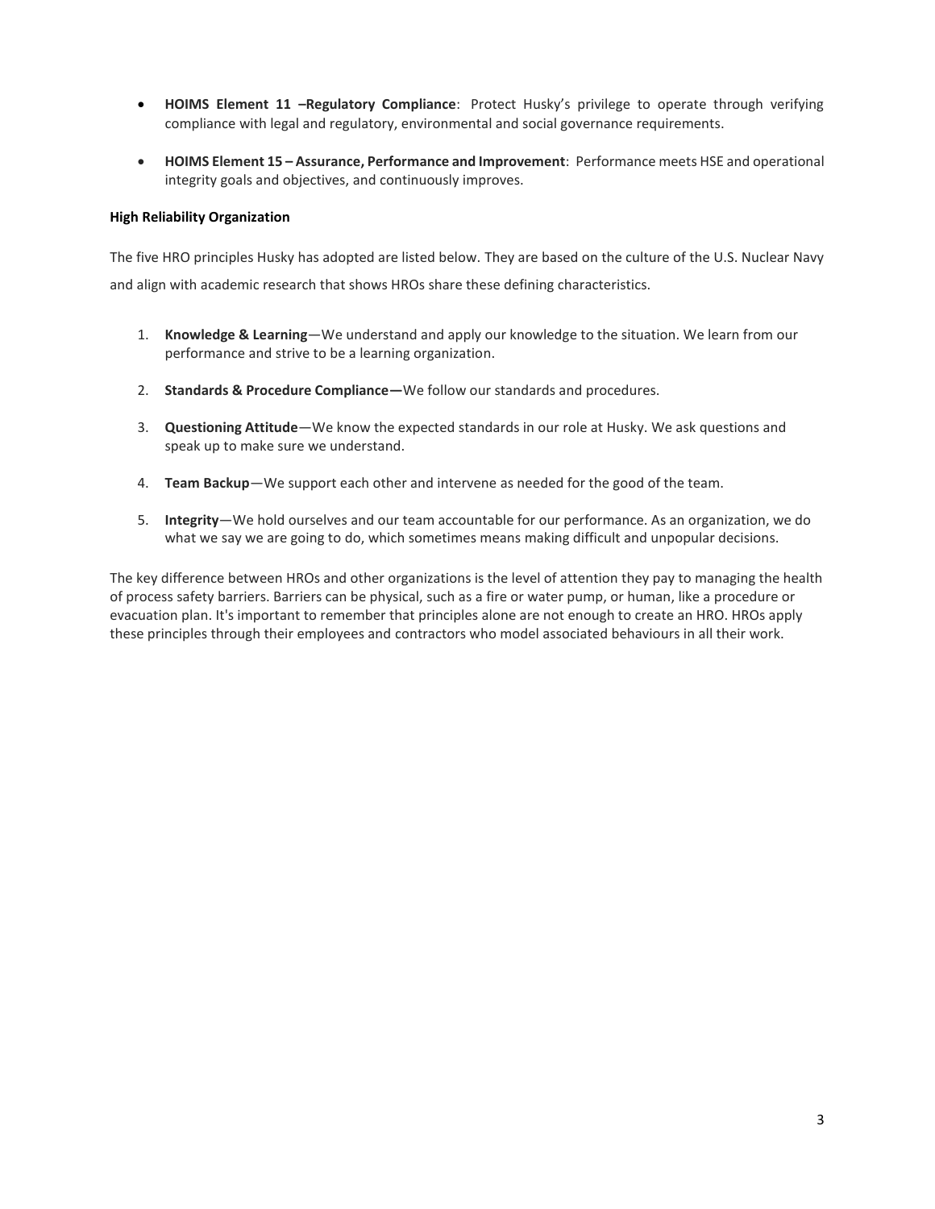- **HOIMS Element 11 –Regulatory Compliance**: Protect Husky's privilege to operate through verifying compliance with legal and regulatory, environmental and social governance requirements.
- **HOIMS Element 15 – Assurance, Performance and Improvement**: Performance meets HSE and operational integrity goals and objectives, and continuously improves.

**High Reliability Organization**

The five HRO principles Husky has adopted are listed below. They are based on the culture of the U.S. Nuclear Navy and align with academic research that shows HROs share these defining characteristics.

1. **Knowledge & Learning**—We understand and apply our knowledge to the situation. We learn from our performance and strive to be a learning organization.
2. **Standards & Procedure Compliance—**We follow our standards and procedures.
3. **Questioning Attitude**—We know the expected standards in our role at Husky. We ask questions and speak up to make sure we understand.
4. **Team Backup**—We support each other and intervene as needed for the good of the team.
5. **Integrity**—We hold ourselves and our team accountable for our performance. As an organization, we do what we say we are going to do, which sometimes means making difficult and unpopular decisions.

The key difference between HROs and other organizations is the level of attention they pay to managing the health of process safety barriers. Barriers can be physical, such as a fire or water pump, or human, like a procedure or evacuation plan. It's important to remember that principles alone are not enough to create an HRO. HROs apply these principles through their employees and contractors who model associated behaviours in all their work.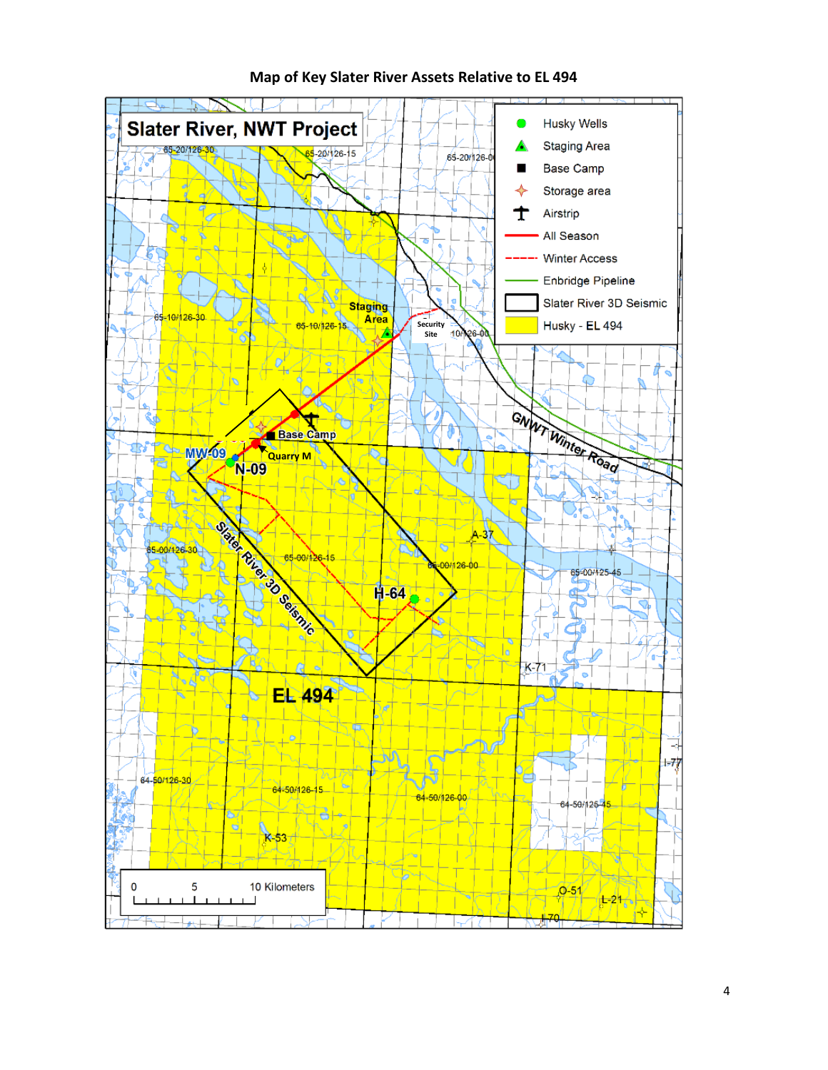## Map of Key Slater River Assets Relative to EL 494

Slater River, NWT Project

Husky Wells
Staging Area
Base Camp
Storage area
Airstrip
All Season
Winter Access
Enbridge Pipeline
Slater River 3D Seismic
Husky - EL 494

65-20/126-30
65-20/126-15
65-20/126-00
65-10/126-30
65-10/126-15
10/126-00
Staging Area
Security Site
Base Camp
Quarry M
MW-09
N-09
GNWT Winter Road
65-00/126-30
65-00/126-15
65-00/126-00
65-00/125-45
A-37
H-64
Slater River 3D Seismic
K-71
EL 494
64-50/126-30
64-50/126-15
64-50/126-00
64-50/126-45
I-77
K-53
O-51
L-21
I-70

0 5 10 Kilometers